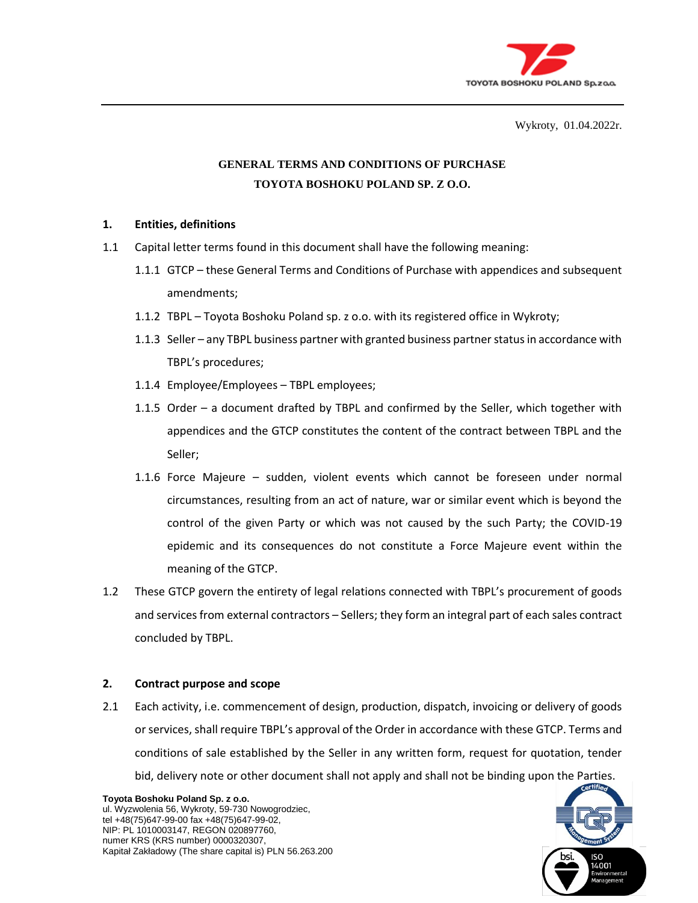Wykroty, 01.04.2022r.

# GENERAL TERMS AND CONDITIONS OF PURCHASE
# TOYOTA BOSHOKU POLAND SP. Z O.O.

## 1. Entities, definitions

1.1 Capital letter terms found in this document shall have the following meaning:

1.1.1 GTCP – these General Terms and Conditions of Purchase with appendices and subsequent amendments;

1.1.2 TBPL – Toyota Boshoku Poland sp. z o.o. with its registered office in Wykroty;

1.1.3 Seller – any TBPL business partner with granted business partner status in accordance with TBPL's procedures;

1.1.4 Employee/Employees – TBPL employees;

1.1.5 Order – a document drafted by TBPL and confirmed by the Seller, which together with appendices and the GTCP constitutes the content of the contract between TBPL and the Seller;

1.1.6 Force Majeure – sudden, violent events which cannot be foreseen under normal circumstances, resulting from an act of nature, war or similar event which is beyond the control of the given Party or which was not caused by the such Party; the COVID-19 epidemic and its consequences do not constitute a Force Majeure event within the meaning of the GTCP.

1.2 These GTCP govern the entirety of legal relations connected with TBPL's procurement of goods and services from external contractors – Sellers; they form an integral part of each sales contract concluded by TBPL.

## 2. Contract purpose and scope

2.1 Each activity, i.e. commencement of design, production, dispatch, invoicing or delivery of goods or services, shall require TBPL's approval of the Order in accordance with these GTCP. Terms and conditions of sale established by the Seller in any written form, request for quotation, tender bid, delivery note or other document shall not apply and shall not be binding upon the Parties.

**Toyota Boshoku Poland Sp. z o.o.**
ul. Wyzwolenia 56, Wykroty, 59-730 Nowogrodziec,
tel +48(75)647-99-00 fax +48(75)647-99-02,
NIP: PL 1010003147, REGON 020897760,
numer KRS (KRS number) 0000320307,
Kapitał Zakładowy (The share capital is) PLN 56.263.200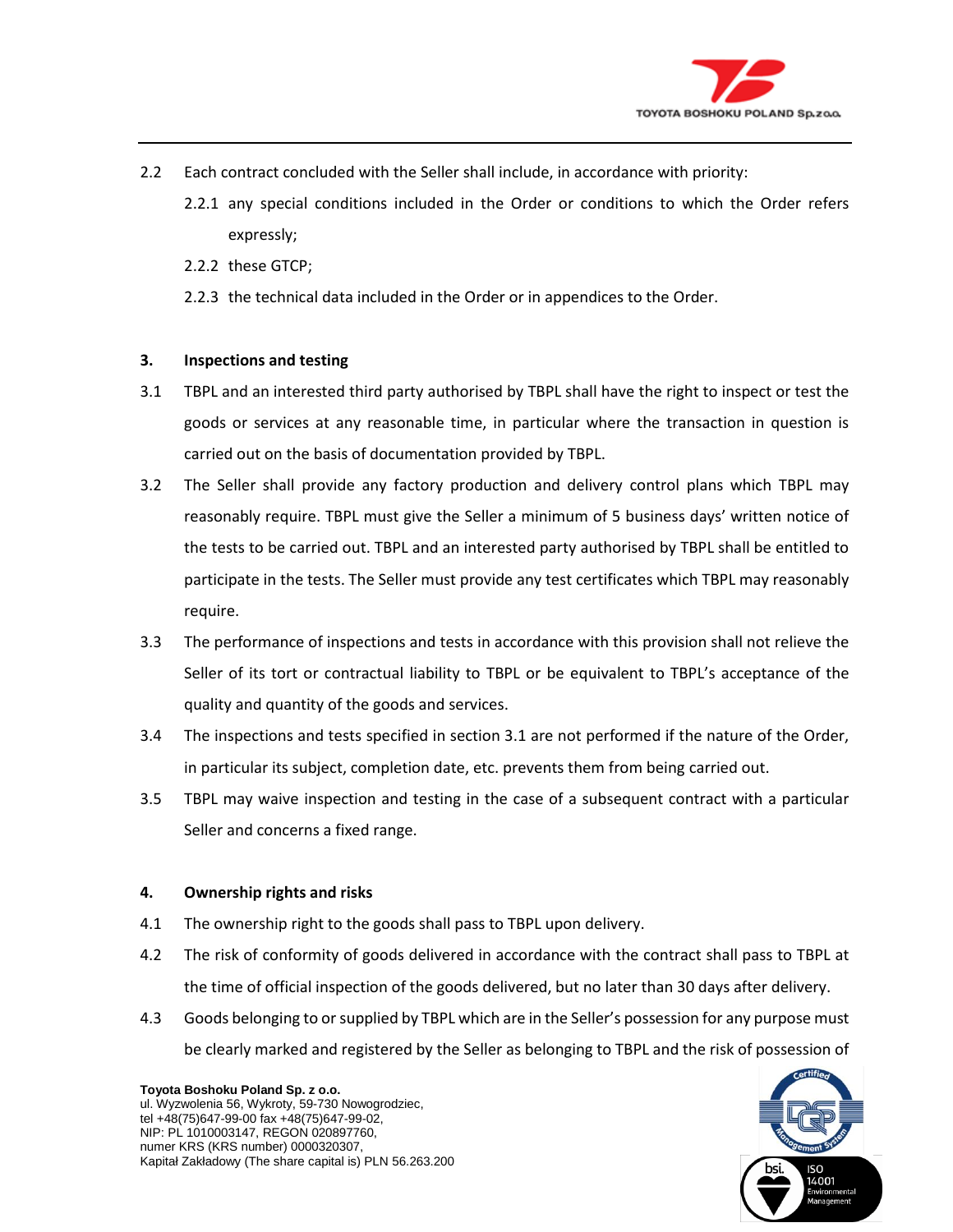2.2 Each contract concluded with the Seller shall include, in accordance with priority:

2.2.1 any special conditions included in the Order or conditions to which the Order refers expressly;

2.2.2 these GTCP;

2.2.3 the technical data included in the Order or in appendices to the Order.

**3. Inspections and testing**

3.1 TBPL and an interested third party authorised by TBPL shall have the right to inspect or test the goods or services at any reasonable time, in particular where the transaction in question is carried out on the basis of documentation provided by TBPL.

3.2 The Seller shall provide any factory production and delivery control plans which TBPL may reasonably require. TBPL must give the Seller a minimum of 5 business days' written notice of the tests to be carried out. TBPL and an interested party authorised by TBPL shall be entitled to participate in the tests. The Seller must provide any test certificates which TBPL may reasonably require.

3.3 The performance of inspections and tests in accordance with this provision shall not relieve the Seller of its tort or contractual liability to TBPL or be equivalent to TBPL's acceptance of the quality and quantity of the goods and services.

3.4 The inspections and tests specified in section 3.1 are not performed if the nature of the Order, in particular its subject, completion date, etc. prevents them from being carried out.

3.5 TBPL may waive inspection and testing in the case of a subsequent contract with a particular Seller and concerns a fixed range.

**4. Ownership rights and risks**

4.1 The ownership right to the goods shall pass to TBPL upon delivery.

4.2 The risk of conformity of goods delivered in accordance with the contract shall pass to TBPL at the time of official inspection of the goods delivered, but no later than 30 days after delivery.

4.3 Goods belonging to or supplied by TBPL which are in the Seller's possession for any purpose must be clearly marked and registered by the Seller as belonging to TBPL and the risk of possession of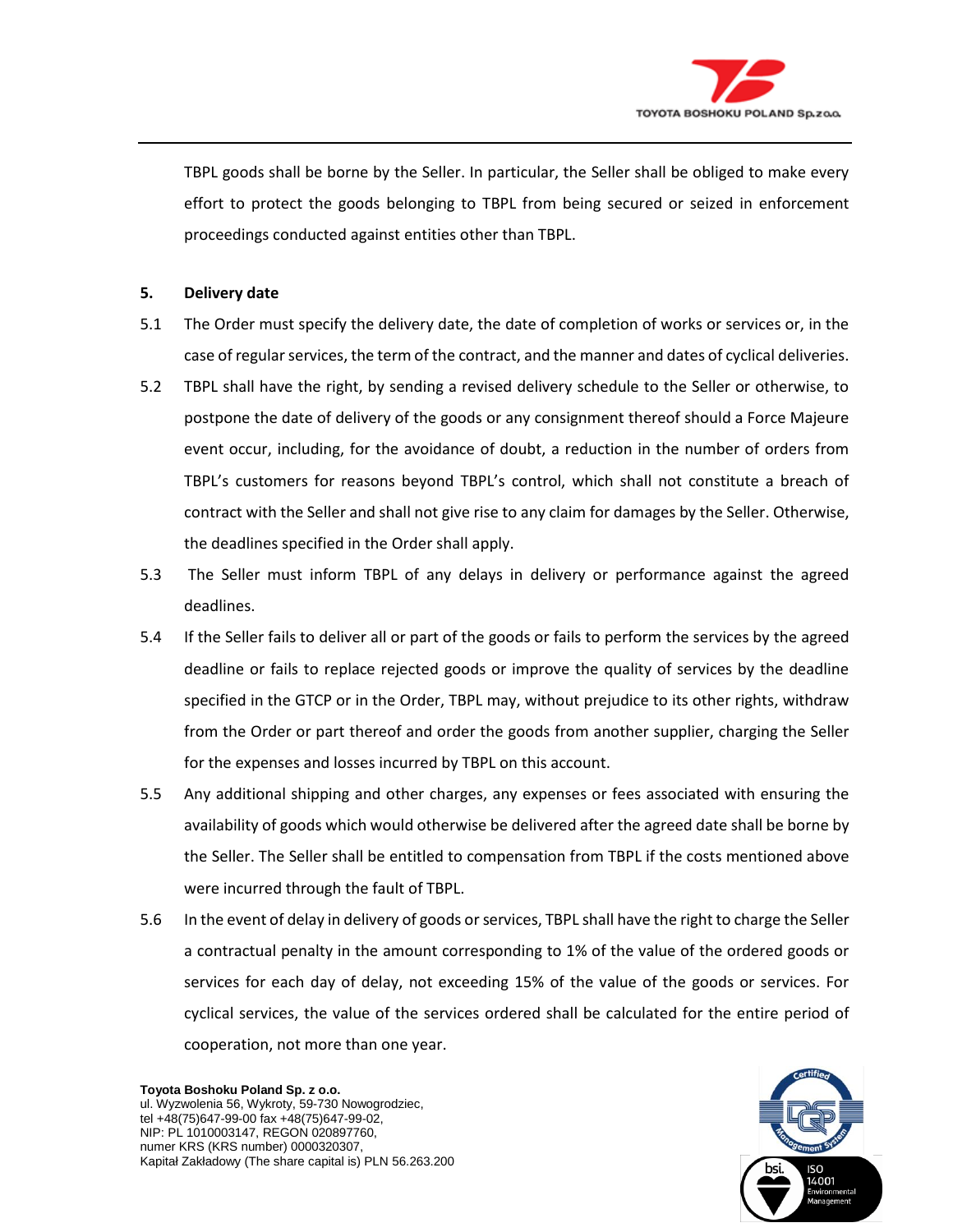TBPL goods shall be borne by the Seller. In particular, the Seller shall be obliged to make every effort to protect the goods belonging to TBPL from being secured or seized in enforcement proceedings conducted against entities other than TBPL.

**5. Delivery date**

5.1 The Order must specify the delivery date, the date of completion of works or services or, in the case of regular services, the term of the contract, and the manner and dates of cyclical deliveries.

5.2 TBPL shall have the right, by sending a revised delivery schedule to the Seller or otherwise, to postpone the date of delivery of the goods or any consignment thereof should a Force Majeure event occur, including, for the avoidance of doubt, a reduction in the number of orders from TBPL's customers for reasons beyond TBPL's control, which shall not constitute a breach of contract with the Seller and shall not give rise to any claim for damages by the Seller. Otherwise, the deadlines specified in the Order shall apply.

5.3 The Seller must inform TBPL of any delays in delivery or performance against the agreed deadlines.

5.4 If the Seller fails to deliver all or part of the goods or fails to perform the services by the agreed deadline or fails to replace rejected goods or improve the quality of services by the deadline specified in the GTCP or in the Order, TBPL may, without prejudice to its other rights, withdraw from the Order or part thereof and order the goods from another supplier, charging the Seller for the expenses and losses incurred by TBPL on this account.

5.5 Any additional shipping and other charges, any expenses or fees associated with ensuring the availability of goods which would otherwise be delivered after the agreed date shall be borne by the Seller. The Seller shall be entitled to compensation from TBPL if the costs mentioned above were incurred through the fault of TBPL.

5.6 In the event of delay in delivery of goods or services, TBPL shall have the right to charge the Seller a contractual penalty in the amount corresponding to 1% of the value of the ordered goods or services for each day of delay, not exceeding 15% of the value of the goods or services. For cyclical services, the value of the services ordered shall be calculated for the entire period of cooperation, not more than one year.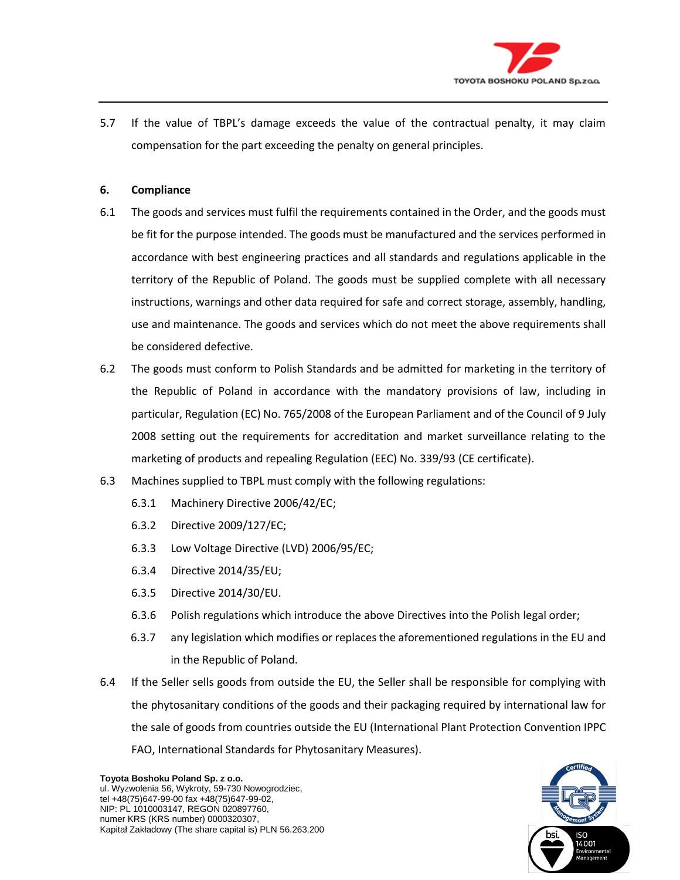5.7 If the value of TBPL's damage exceeds the value of the contractual penalty, it may claim compensation for the part exceeding the penalty on general principles.

## 6. Compliance

6.1 The goods and services must fulfil the requirements contained in the Order, and the goods must be fit for the purpose intended. The goods must be manufactured and the services performed in accordance with best engineering practices and all standards and regulations applicable in the territory of the Republic of Poland. The goods must be supplied complete with all necessary instructions, warnings and other data required for safe and correct storage, assembly, handling, use and maintenance. The goods and services which do not meet the above requirements shall be considered defective.

6.2 The goods must conform to Polish Standards and be admitted for marketing in the territory of the Republic of Poland in accordance with the mandatory provisions of law, including in particular, Regulation (EC) No. 765/2008 of the European Parliament and of the Council of 9 July 2008 setting out the requirements for accreditation and market surveillance relating to the marketing of products and repealing Regulation (EEC) No. 339/93 (CE certificate).

6.3 Machines supplied to TBPL must comply with the following regulations:

6.3.1 Machinery Directive 2006/42/EC;

6.3.2 Directive 2009/127/EC;

6.3.3 Low Voltage Directive (LVD) 2006/95/EC;

6.3.4 Directive 2014/35/EU;

6.3.5 Directive 2014/30/EU.

6.3.6 Polish regulations which introduce the above Directives into the Polish legal order;

6.3.7 any legislation which modifies or replaces the aforementioned regulations in the EU and in the Republic of Poland.

6.4 If the Seller sells goods from outside the EU, the Seller shall be responsible for complying with the phytosanitary conditions of the goods and their packaging required by international law for the sale of goods from countries outside the EU (International Plant Protection Convention IPPC FAO, International Standards for Phytosanitary Measures).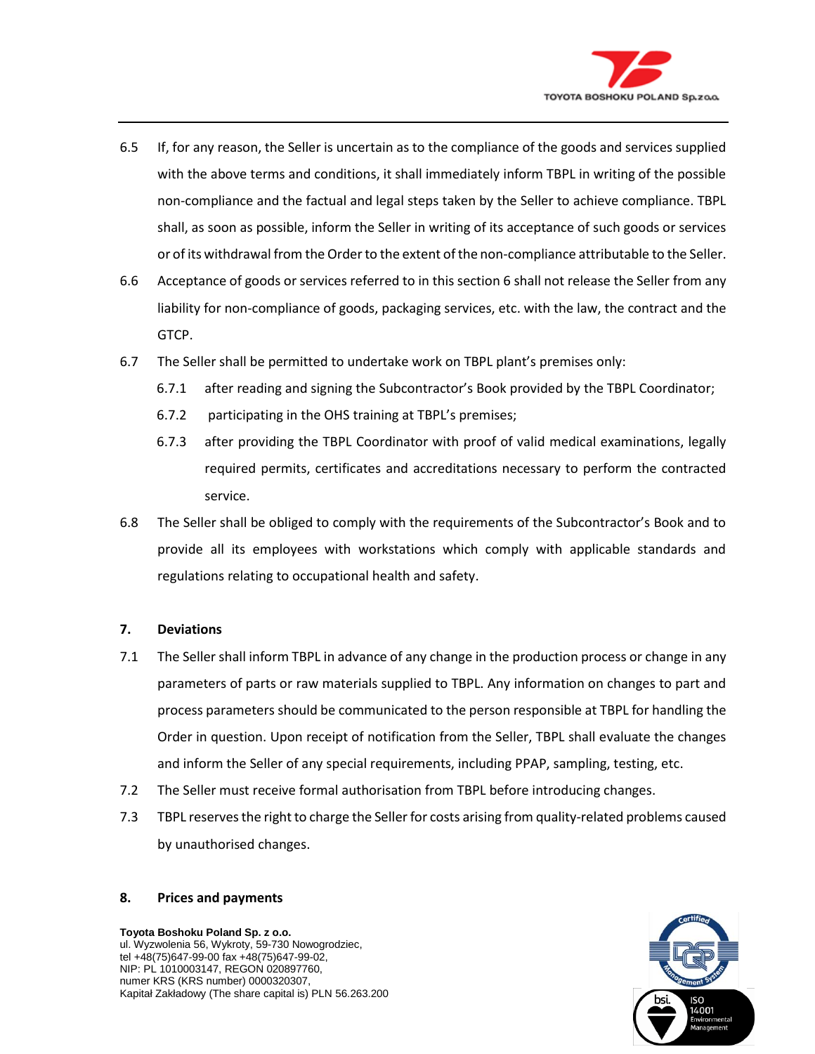6.5 If, for any reason, the Seller is uncertain as to the compliance of the goods and services supplied with the above terms and conditions, it shall immediately inform TBPL in writing of the possible non-compliance and the factual and legal steps taken by the Seller to achieve compliance. TBPL shall, as soon as possible, inform the Seller in writing of its acceptance of such goods or services or of its withdrawal from the Order to the extent of the non-compliance attributable to the Seller.

6.6 Acceptance of goods or services referred to in this section 6 shall not release the Seller from any liability for non-compliance of goods, packaging services, etc. with the law, the contract and the GTCP.

6.7 The Seller shall be permitted to undertake work on TBPL plant's premises only:

- 6.7.1 after reading and signing the Subcontractor's Book provided by the TBPL Coordinator;
- 6.7.2 participating in the OHS training at TBPL's premises;
- 6.7.3 after providing the TBPL Coordinator with proof of valid medical examinations, legally required permits, certificates and accreditations necessary to perform the contracted service.

6.8 The Seller shall be obliged to comply with the requirements of the Subcontractor's Book and to provide all its employees with workstations which comply with applicable standards and regulations relating to occupational health and safety.

## 7. Deviations

7.1 The Seller shall inform TBPL in advance of any change in the production process or change in any parameters of parts or raw materials supplied to TBPL. Any information on changes to part and process parameters should be communicated to the person responsible at TBPL for handling the Order in question. Upon receipt of notification from the Seller, TBPL shall evaluate the changes and inform the Seller of any special requirements, including PPAP, sampling, testing, etc.

7.2 The Seller must receive formal authorisation from TBPL before introducing changes.

7.3 TBPL reserves the right to charge the Seller for costs arising from quality-related problems caused by unauthorised changes.

## 8. Prices and payments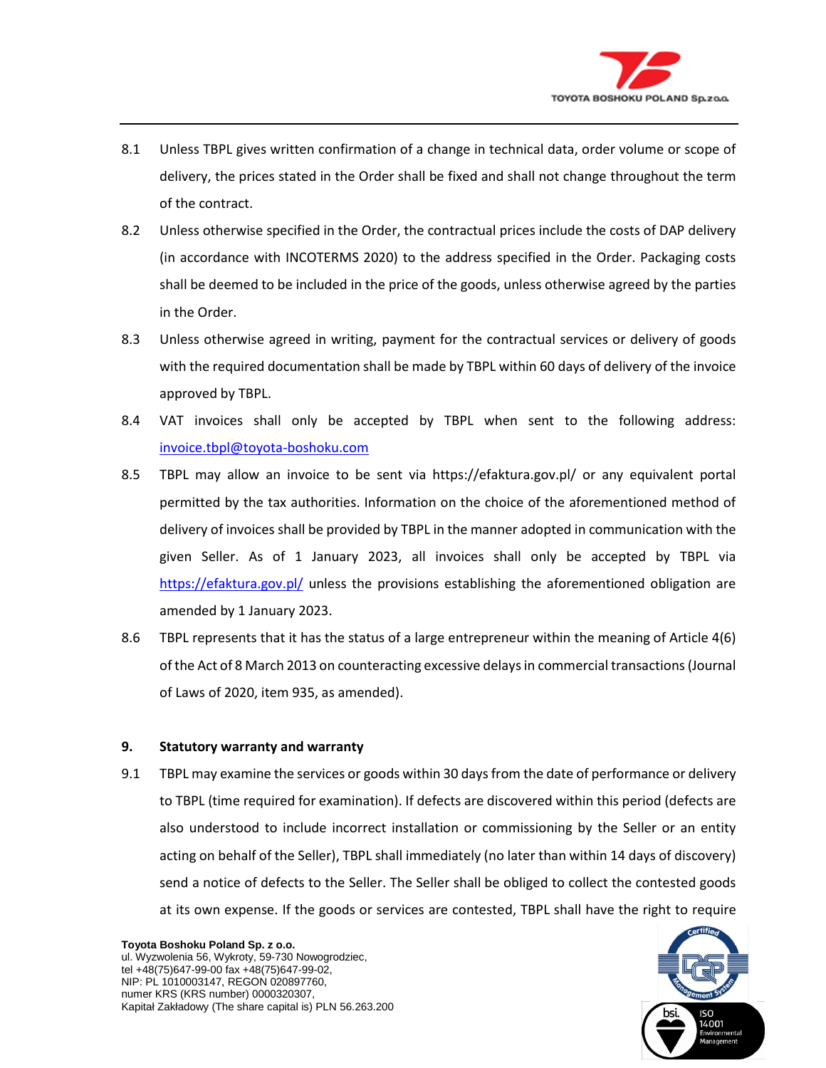8.1 Unless TBPL gives written confirmation of a change in technical data, order volume or scope of delivery, the prices stated in the Order shall be fixed and shall not change throughout the term of the contract.

8.2 Unless otherwise specified in the Order, the contractual prices include the costs of DAP delivery (in accordance with INCOTERMS 2020) to the address specified in the Order. Packaging costs shall be deemed to be included in the price of the goods, unless otherwise agreed by the parties in the Order.

8.3 Unless otherwise agreed in writing, payment for the contractual services or delivery of goods with the required documentation shall be made by TBPL within 60 days of delivery of the invoice approved by TBPL.

8.4 VAT invoices shall only be accepted by TBPL when sent to the following address: invoice.tbpl@toyota-boshoku.com

8.5 TBPL may allow an invoice to be sent via https://efaktura.gov.pl/ or any equivalent portal permitted by the tax authorities. Information on the choice of the aforementioned method of delivery of invoices shall be provided by TBPL in the manner adopted in communication with the given Seller. As of 1 January 2023, all invoices shall only be accepted by TBPL via https://efaktura.gov.pl/ unless the provisions establishing the aforementioned obligation are amended by 1 January 2023.

8.6 TBPL represents that it has the status of a large entrepreneur within the meaning of Article 4(6) of the Act of 8 March 2013 on counteracting excessive delays in commercial transactions (Journal of Laws of 2020, item 935, as amended).

## 9. Statutory warranty and warranty

9.1 TBPL may examine the services or goods within 30 days from the date of performance or delivery to TBPL (time required for examination). If defects are discovered within this period (defects are also understood to include incorrect installation or commissioning by the Seller or an entity acting on behalf of the Seller), TBPL shall immediately (no later than within 14 days of discovery) send a notice of defects to the Seller. The Seller shall be obliged to collect the contested goods at its own expense. If the goods or services are contested, TBPL shall have the right to require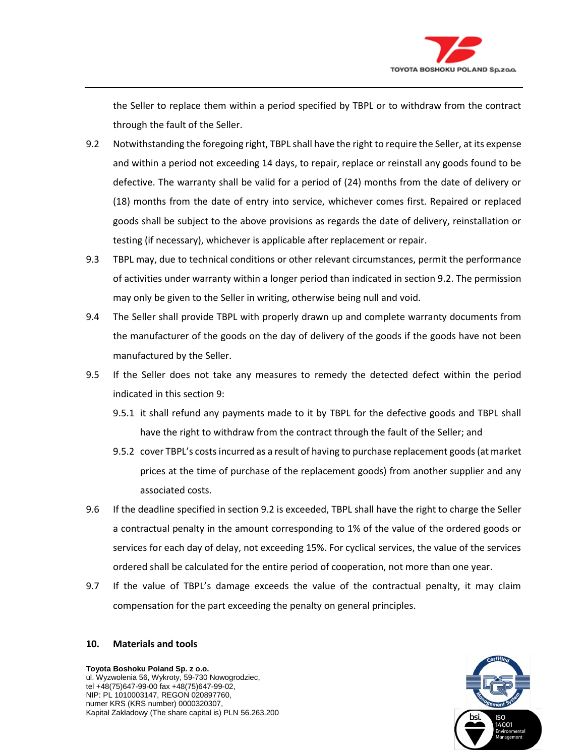the Seller to replace them within a period specified by TBPL or to withdraw from the contract through the fault of the Seller.

9.2 Notwithstanding the foregoing right, TBPL shall have the right to require the Seller, at its expense and within a period not exceeding 14 days, to repair, replace or reinstall any goods found to be defective. The warranty shall be valid for a period of (24) months from the date of delivery or (18) months from the date of entry into service, whichever comes first. Repaired or replaced goods shall be subject to the above provisions as regards the date of delivery, reinstallation or testing (if necessary), whichever is applicable after replacement or repair.

9.3 TBPL may, due to technical conditions or other relevant circumstances, permit the performance of activities under warranty within a longer period than indicated in section 9.2. The permission may only be given to the Seller in writing, otherwise being null and void.

9.4 The Seller shall provide TBPL with properly drawn up and complete warranty documents from the manufacturer of the goods on the day of delivery of the goods if the goods have not been manufactured by the Seller.

9.5 If the Seller does not take any measures to remedy the detected defect within the period indicated in this section 9:

9.5.1 it shall refund any payments made to it by TBPL for the defective goods and TBPL shall have the right to withdraw from the contract through the fault of the Seller; and

9.5.2 cover TBPL's costs incurred as a result of having to purchase replacement goods (at market prices at the time of purchase of the replacement goods) from another supplier and any associated costs.

9.6 If the deadline specified in section 9.2 is exceeded, TBPL shall have the right to charge the Seller a contractual penalty in the amount corresponding to 1% of the value of the ordered goods or services for each day of delay, not exceeding 15%. For cyclical services, the value of the services ordered shall be calculated for the entire period of cooperation, not more than one year.

9.7 If the value of TBPL's damage exceeds the value of the contractual penalty, it may claim compensation for the part exceeding the penalty on general principles.

## 10. Materials and tools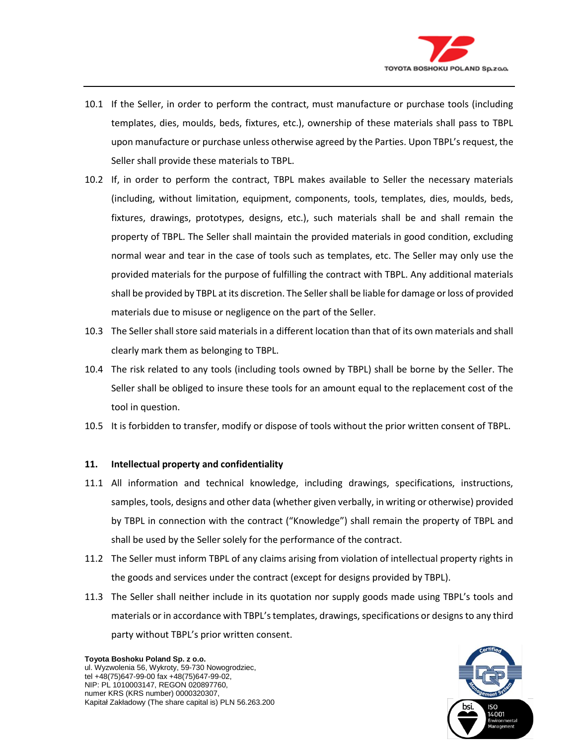10.1 If the Seller, in order to perform the contract, must manufacture or purchase tools (including templates, dies, moulds, beds, fixtures, etc.), ownership of these materials shall pass to TBPL upon manufacture or purchase unless otherwise agreed by the Parties. Upon TBPL's request, the Seller shall provide these materials to TBPL.

10.2 If, in order to perform the contract, TBPL makes available to Seller the necessary materials (including, without limitation, equipment, components, tools, templates, dies, moulds, beds, fixtures, drawings, prototypes, designs, etc.), such materials shall be and shall remain the property of TBPL. The Seller shall maintain the provided materials in good condition, excluding normal wear and tear in the case of tools such as templates, etc. The Seller may only use the provided materials for the purpose of fulfilling the contract with TBPL. Any additional materials shall be provided by TBPL at its discretion. The Seller shall be liable for damage or loss of provided materials due to misuse or negligence on the part of the Seller.

10.3 The Seller shall store said materials in a different location than that of its own materials and shall clearly mark them as belonging to TBPL.

10.4 The risk related to any tools (including tools owned by TBPL) shall be borne by the Seller. The Seller shall be obliged to insure these tools for an amount equal to the replacement cost of the tool in question.

10.5 It is forbidden to transfer, modify or dispose of tools without the prior written consent of TBPL.

## 11. Intellectual property and confidentiality

11.1 All information and technical knowledge, including drawings, specifications, instructions, samples, tools, designs and other data (whether given verbally, in writing or otherwise) provided by TBPL in connection with the contract ("Knowledge") shall remain the property of TBPL and shall be used by the Seller solely for the performance of the contract.

11.2 The Seller must inform TBPL of any claims arising from violation of intellectual property rights in the goods and services under the contract (except for designs provided by TBPL).

11.3 The Seller shall neither include in its quotation nor supply goods made using TBPL's tools and materials or in accordance with TBPL's templates, drawings, specifications or designs to any third party without TBPL's prior written consent.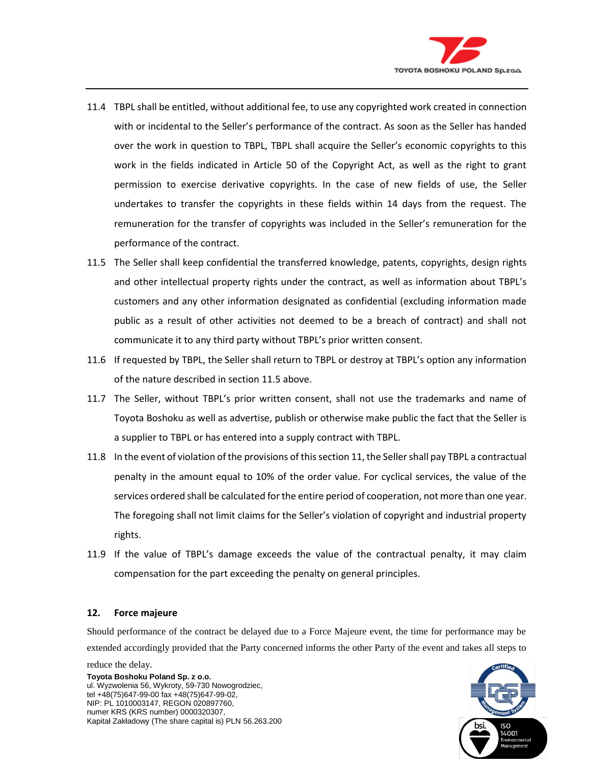11.4 TBPL shall be entitled, without additional fee, to use any copyrighted work created in connection with or incidental to the Seller's performance of the contract. As soon as the Seller has handed over the work in question to TBPL, TBPL shall acquire the Seller's economic copyrights to this work in the fields indicated in Article 50 of the Copyright Act, as well as the right to grant permission to exercise derivative copyrights. In the case of new fields of use, the Seller undertakes to transfer the copyrights in these fields within 14 days from the request. The remuneration for the transfer of copyrights was included in the Seller's remuneration for the performance of the contract.

11.5 The Seller shall keep confidential the transferred knowledge, patents, copyrights, design rights and other intellectual property rights under the contract, as well as information about TBPL's customers and any other information designated as confidential (excluding information made public as a result of other activities not deemed to be a breach of contract) and shall not communicate it to any third party without TBPL's prior written consent.

11.6 If requested by TBPL, the Seller shall return to TBPL or destroy at TBPL's option any information of the nature described in section 11.5 above.

11.7 The Seller, without TBPL's prior written consent, shall not use the trademarks and name of Toyota Boshoku as well as advertise, publish or otherwise make public the fact that the Seller is a supplier to TBPL or has entered into a supply contract with TBPL.

11.8 In the event of violation of the provisions of this section 11, the Seller shall pay TBPL a contractual penalty in the amount equal to 10% of the order value. For cyclical services, the value of the services ordered shall be calculated for the entire period of cooperation, not more than one year. The foregoing shall not limit claims for the Seller's violation of copyright and industrial property rights.

11.9 If the value of TBPL's damage exceeds the value of the contractual penalty, it may claim compensation for the part exceeding the penalty on general principles.

## 12. Force majeure

Should performance of the contract be delayed due to a Force Majeure event, the time for performance may be extended accordingly provided that the Party concerned informs the other Party of the event and takes all steps to reduce the delay.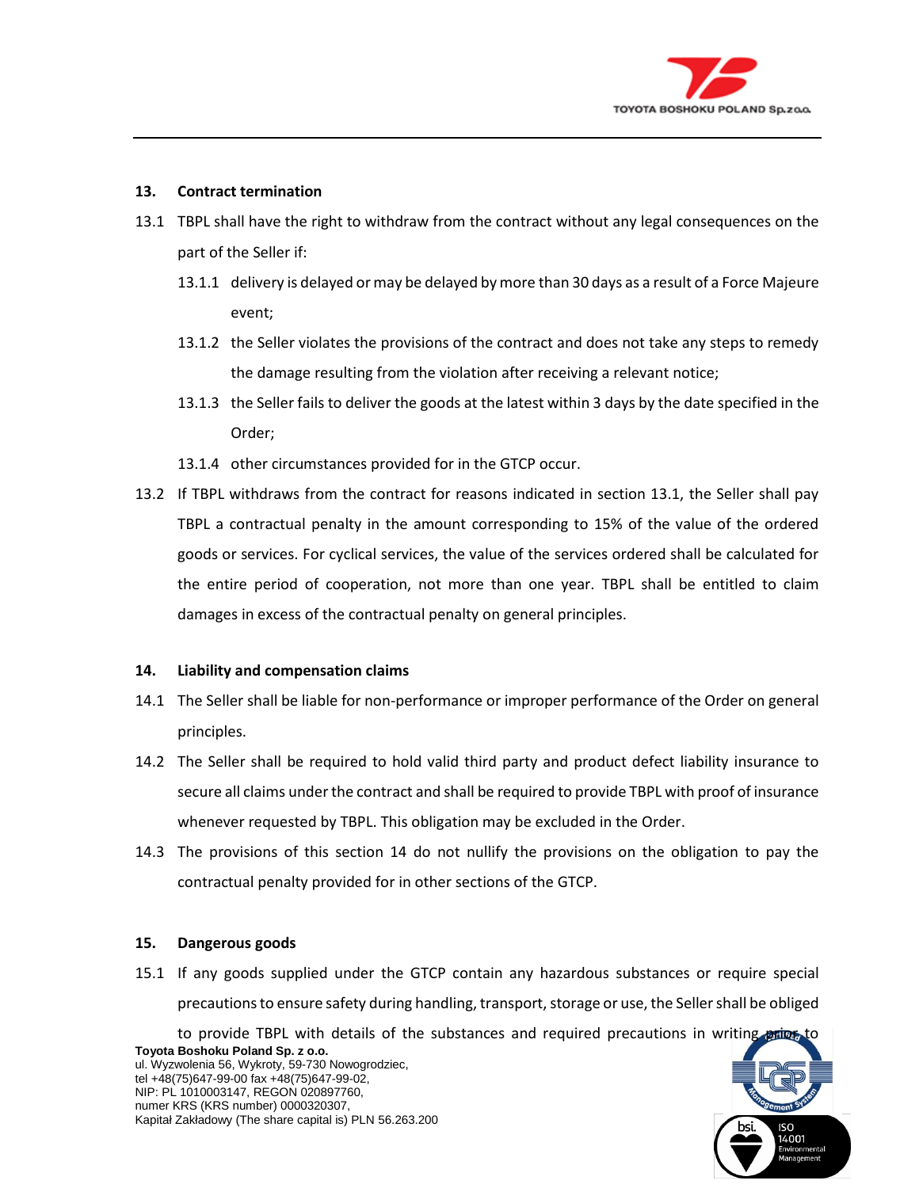## 13. Contract termination

13.1 TBPL shall have the right to withdraw from the contract without any legal consequences on the part of the Seller if:

13.1.1 delivery is delayed or may be delayed by more than 30 days as a result of a Force Majeure event;

13.1.2 the Seller violates the provisions of the contract and does not take any steps to remedy the damage resulting from the violation after receiving a relevant notice;

13.1.3 the Seller fails to deliver the goods at the latest within 3 days by the date specified in the Order;

13.1.4 other circumstances provided for in the GTCP occur.

13.2 If TBPL withdraws from the contract for reasons indicated in section 13.1, the Seller shall pay TBPL a contractual penalty in the amount corresponding to 15% of the value of the ordered goods or services. For cyclical services, the value of the services ordered shall be calculated for the entire period of cooperation, not more than one year. TBPL shall be entitled to claim damages in excess of the contractual penalty on general principles.

## 14. Liability and compensation claims

14.1 The Seller shall be liable for non-performance or improper performance of the Order on general principles.

14.2 The Seller shall be required to hold valid third party and product defect liability insurance to secure all claims under the contract and shall be required to provide TBPL with proof of insurance whenever requested by TBPL. This obligation may be excluded in the Order.

14.3 The provisions of this section 14 do not nullify the provisions on the obligation to pay the contractual penalty provided for in other sections of the GTCP.

## 15. Dangerous goods

15.1 If any goods supplied under the GTCP contain any hazardous substances or require special precautions to ensure safety during handling, transport, storage or use, the Seller shall be obliged to provide TBPL with details of the substances and required precautions in writing prior to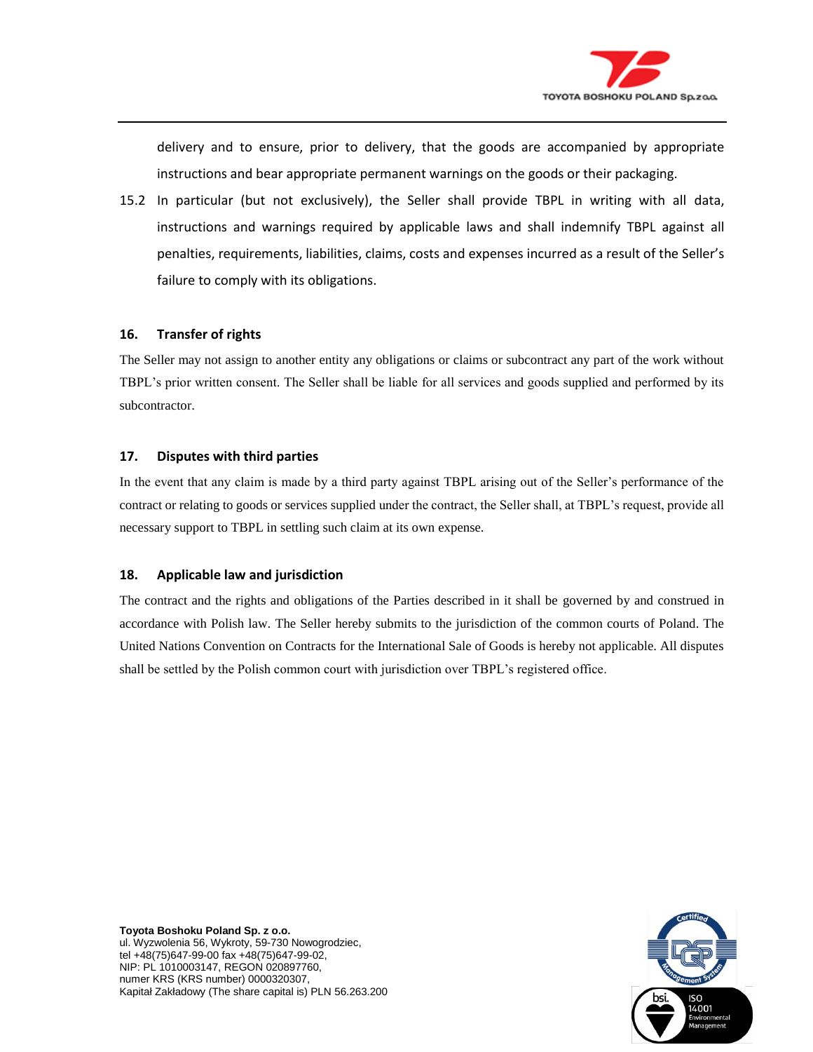delivery and to ensure, prior to delivery, that the goods are accompanied by appropriate instructions and bear appropriate permanent warnings on the goods or their packaging.

15.2 In particular (but not exclusively), the Seller shall provide TBPL in writing with all data, instructions and warnings required by applicable laws and shall indemnify TBPL against all penalties, requirements, liabilities, claims, costs and expenses incurred as a result of the Seller's failure to comply with its obligations.

## 16. Transfer of rights

The Seller may not assign to another entity any obligations or claims or subcontract any part of the work without TBPL's prior written consent. The Seller shall be liable for all services and goods supplied and performed by its subcontractor.

## 17. Disputes with third parties

In the event that any claim is made by a third party against TBPL arising out of the Seller's performance of the contract or relating to goods or services supplied under the contract, the Seller shall, at TBPL's request, provide all necessary support to TBPL in settling such claim at its own expense.

## 18. Applicable law and jurisdiction

The contract and the rights and obligations of the Parties described in it shall be governed by and construed in accordance with Polish law. The Seller hereby submits to the jurisdiction of the common courts of Poland. The United Nations Convention on Contracts for the International Sale of Goods is hereby not applicable. All disputes shall be settled by the Polish common court with jurisdiction over TBPL's registered office.